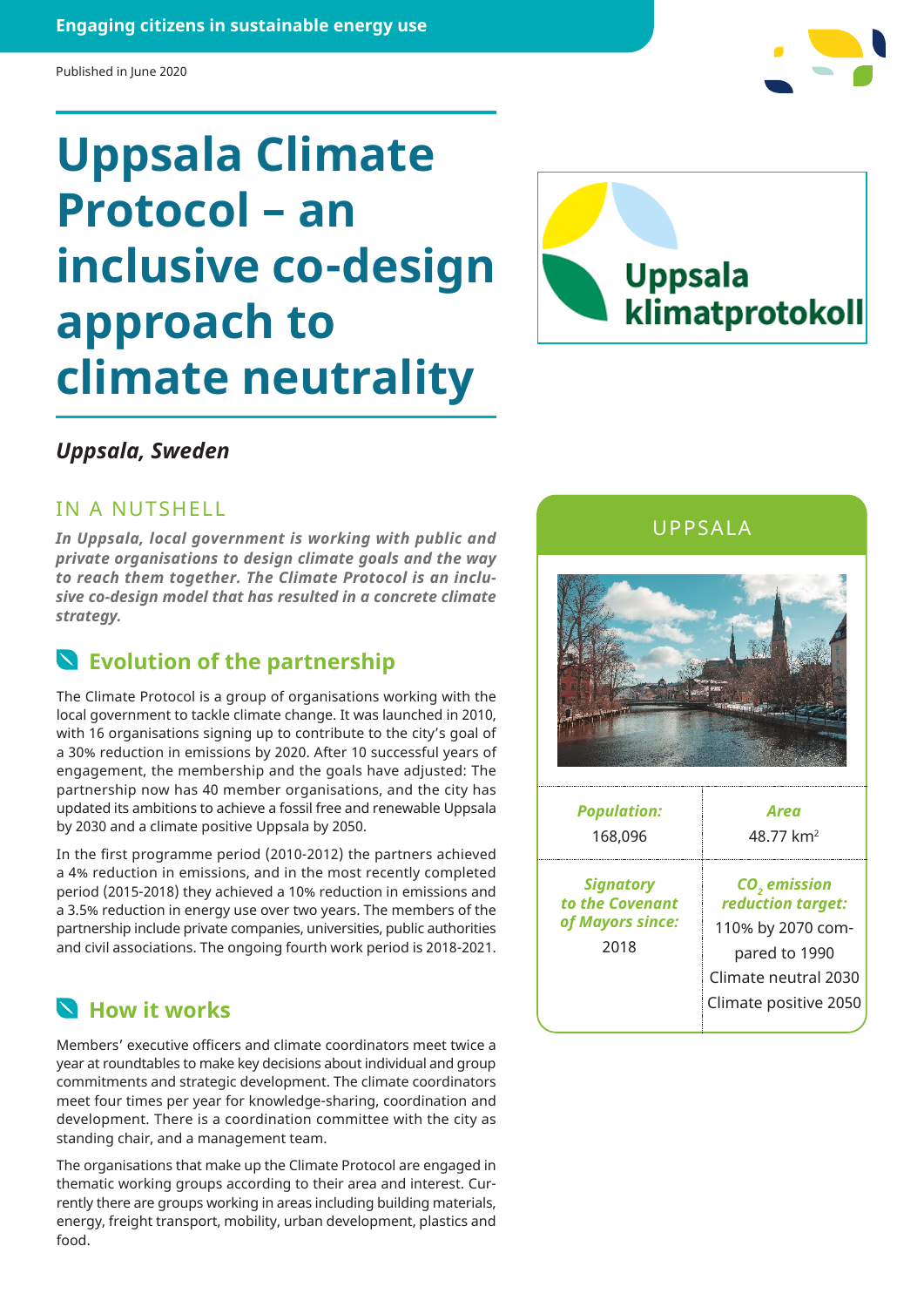Engaging citizens in sustainable energy use

Published in June 2020

# Uppsala Climate Protocol – an inclusive co-design approach to climate neutrality

Uppsala klimatprotokoll

### *Uppsala, Sweden*

## IN A NUTSHELL

***In Uppsala, local government is working with public and private organisations to design climate goals and the way to reach them together. The Climate Protocol is an inclusive co-design model that has resulted in a concrete climate strategy.***

## Evolution of the partnership

The Climate Protocol is a group of organisations working with the local government to tackle climate change. It was launched in 2010, with 16 organisations signing up to contribute to the city's goal of a 30% reduction in emissions by 2020. After 10 successful years of engagement, the membership and the goals have adjusted: The partnership now has 40 member organisations, and the city has updated its ambitions to achieve a fossil free and renewable Uppsala by 2030 and a climate positive Uppsala by 2050.

In the first programme period (2010-2012) the partners achieved a 4% reduction in emissions, and in the most recently completed period (2015-2018) they achieved a 10% reduction in emissions and a 3.5% reduction in energy use over two years. The members of the partnership include private companies, universities, public authorities and civil associations. The ongoing fourth work period is 2018-2021.

## How it works

Members' executive officers and climate coordinators meet twice a year at roundtables to make key decisions about individual and group commitments and strategic development. The climate coordinators meet four times per year for knowledge-sharing, coordination and development. There is a coordination committee with the city as standing chair, and a management team.

The organisations that make up the Climate Protocol are engaged in thematic working groups according to their area and interest. Currently there are groups working in areas including building materials, energy, freight transport, mobility, urban development, plastics and food.

## UPPSALA

| *Population:* | *Area* |
|---|---|
| 168,096 | 48.77 km² |
| *Signatory to the Covenant of Mayors since:* 2018 | *$CO_2$ emission reduction target:* 110% by 2070 compared to 1990; Climate neutral 2030; Climate positive 2050 |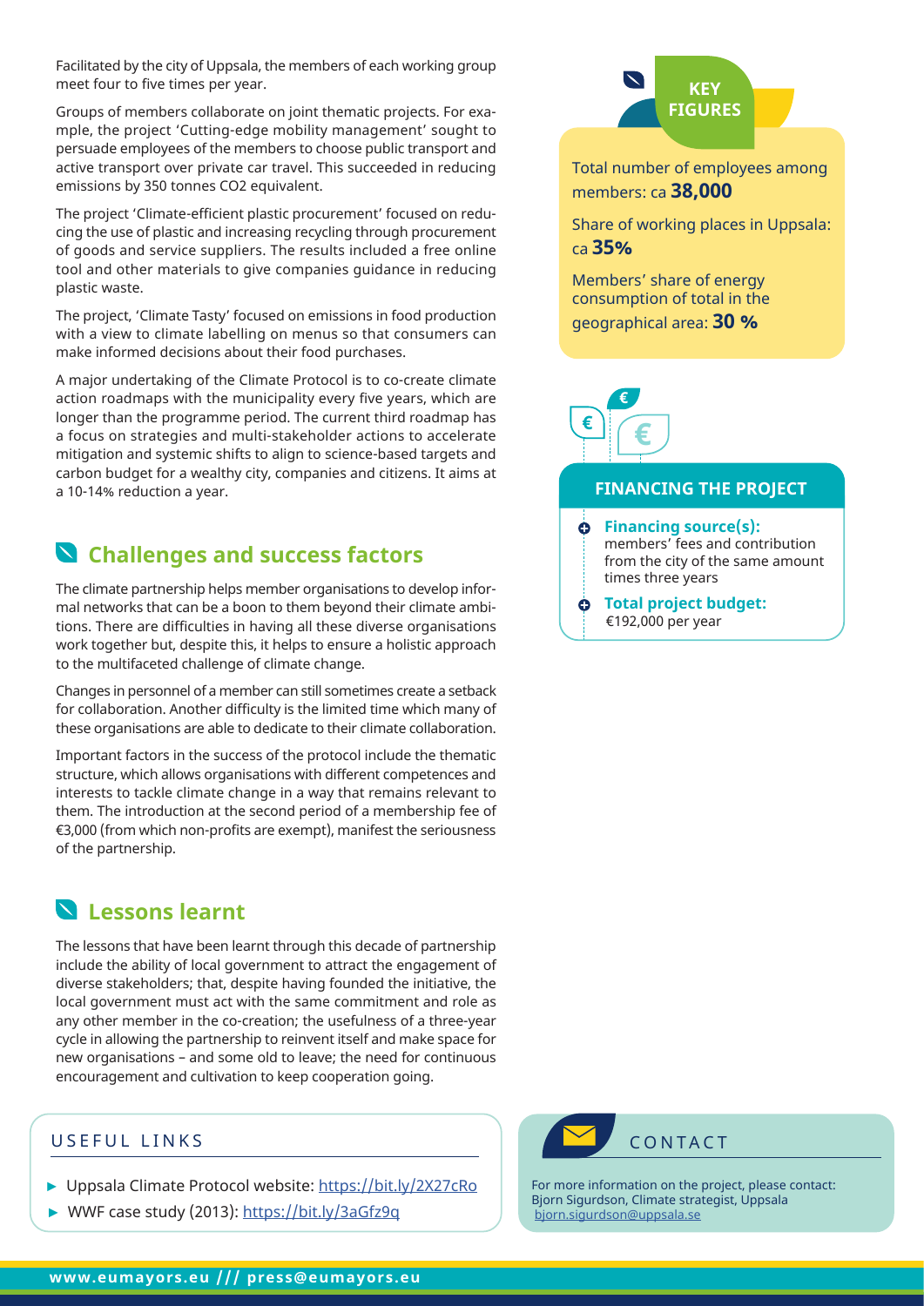Facilitated by the city of Uppsala, the members of each working group meet four to five times per year.

Groups of members collaborate on joint thematic projects. For example, the project 'Cutting-edge mobility management' sought to persuade employees of the members to choose public transport and active transport over private car travel. This succeeded in reducing emissions by 350 tonnes CO2 equivalent.

The project 'Climate-efficient plastic procurement' focused on reducing the use of plastic and increasing recycling through procurement of goods and service suppliers. The results included a free online tool and other materials to give companies guidance in reducing plastic waste.

The project, 'Climate Tasty' focused on emissions in food production with a view to climate labelling on menus so that consumers can make informed decisions about their food purchases.

A major undertaking of the Climate Protocol is to co-create climate action roadmaps with the municipality every five years, which are longer than the programme period. The current third roadmap has a focus on strategies and multi-stakeholder actions to accelerate mitigation and systemic shifts to align to science-based targets and carbon budget for a wealthy city, companies and citizens. It aims at a 10-14% reduction a year.

## Challenges and success factors

The climate partnership helps member organisations to develop informal networks that can be a boon to them beyond their climate ambitions. There are difficulties in having all these diverse organisations work together but, despite this, it helps to ensure a holistic approach to the multifaceted challenge of climate change.

Changes in personnel of a member can still sometimes create a setback for collaboration. Another difficulty is the limited time which many of these organisations are able to dedicate to their climate collaboration.

Important factors in the success of the protocol include the thematic structure, which allows organisations with different competences and interests to tackle climate change in a way that remains relevant to them. The introduction at the second period of a membership fee of €3,000 (from which non-profits are exempt), manifest the seriousness of the partnership.

## Lessons learnt

The lessons that have been learnt through this decade of partnership include the ability of local government to attract the engagement of diverse stakeholders; that, despite having founded the initiative, the local government must act with the same commitment and role as any other member in the co-creation; the usefulness of a three-year cycle in allowing the partnership to reinvent itself and make space for new organisations – and some old to leave; the need for continuous encouragement and cultivation to keep cooperation going.

## KEY FIGURES

Total number of employees among members: ca **38,000**

Share of working places in Uppsala: ca **35%**

Members' share of energy consumption of total in the geographical area: **30 %**

## FINANCING THE PROJECT

- **Financing source(s):** members' fees and contribution from the city of the same amount times three years
- **Total project budget:** €192,000 per year

## USEFUL LINKS

- Uppsala Climate Protocol website: https://bit.ly/2X27cRo
- WWF case study (2013): https://bit.ly/3aGfz9q

## CONTACT

For more information on the project, please contact:
Bjorn Sigurdson, Climate strategist, Uppsala
bjorn.sigurdson@uppsala.se

**www.eumayors.eu /// press@eumayors.eu**